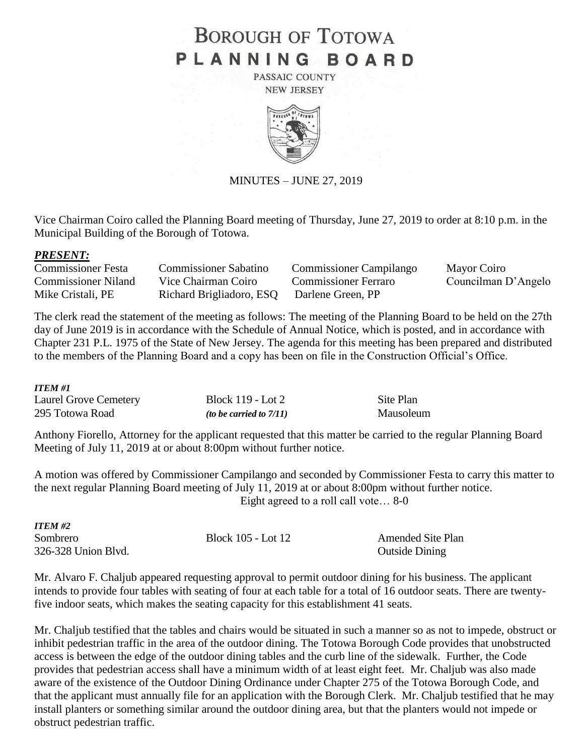# BOROUGH OF TOTOWA
# PLANNING BOARD

PASSAIC COUNTY
NEW JERSEY

MINUTES – JUNE 27, 2019

Vice Chairman Coiro called the Planning Board meeting of Thursday, June 27, 2019 to order at 8:10 p.m. in the Municipal Building of the Borough of Totowa.

***PRESENT:***

| | | | |
|---|---|---|---|
| Commissioner Festa | Commissioner Sabatino | Commissioner Campilango | Mayor Coiro |
| Commissioner Niland | Vice Chairman Coiro | Commissioner Ferraro | Councilman D'Angelo |
| Mike Cristali, PE | Richard Brigliadoro, ESQ | Darlene Green, PP | |

The clerk read the statement of the meeting as follows: The meeting of the Planning Board to be held on the 27th day of June 2019 is in accordance with the Schedule of Annual Notice, which is posted, and in accordance with Chapter 231 P.L. 1975 of the State of New Jersey. The agenda for this meeting has been prepared and distributed to the members of the Planning Board and a copy has been on file in the Construction Official's Office.

***ITEM #1***

| | | |
|---|---|---|
| Laurel Grove Cemetery | Block 119 - Lot 2 | Site Plan |
| 295 Totowa Road | *(to be carried to 7/11)* | Mausoleum |

Anthony Fiorello, Attorney for the applicant requested that this matter be carried to the regular Planning Board Meeting of July 11, 2019 at or about 8:00pm without further notice.

A motion was offered by Commissioner Campilango and seconded by Commissioner Festa to carry this matter to the next regular Planning Board meeting of July 11, 2019 at or about 8:00pm without further notice.
Eight agreed to a roll call vote… 8-0

***ITEM #2***

| | | |
|---|---|---|
| Sombrero | Block 105 - Lot 12 | Amended Site Plan |
| 326-328 Union Blvd. | | Outside Dining |

Mr. Alvaro F. Chaljub appeared requesting approval to permit outdoor dining for his business. The applicant intends to provide four tables with seating of four at each table for a total of 16 outdoor seats. There are twenty-five indoor seats, which makes the seating capacity for this establishment 41 seats.

Mr. Chaljub testified that the tables and chairs would be situated in such a manner so as not to impede, obstruct or inhibit pedestrian traffic in the area of the outdoor dining. The Totowa Borough Code provides that unobstructed access is between the edge of the outdoor dining tables and the curb line of the sidewalk. Further, the Code provides that pedestrian access shall have a minimum width of at least eight feet. Mr. Chaljub was also made aware of the existence of the Outdoor Dining Ordinance under Chapter 275 of the Totowa Borough Code, and that the applicant must annually file for an application with the Borough Clerk. Mr. Chaljub testified that he may install planters or something similar around the outdoor dining area, but that the planters would not impede or obstruct pedestrian traffic.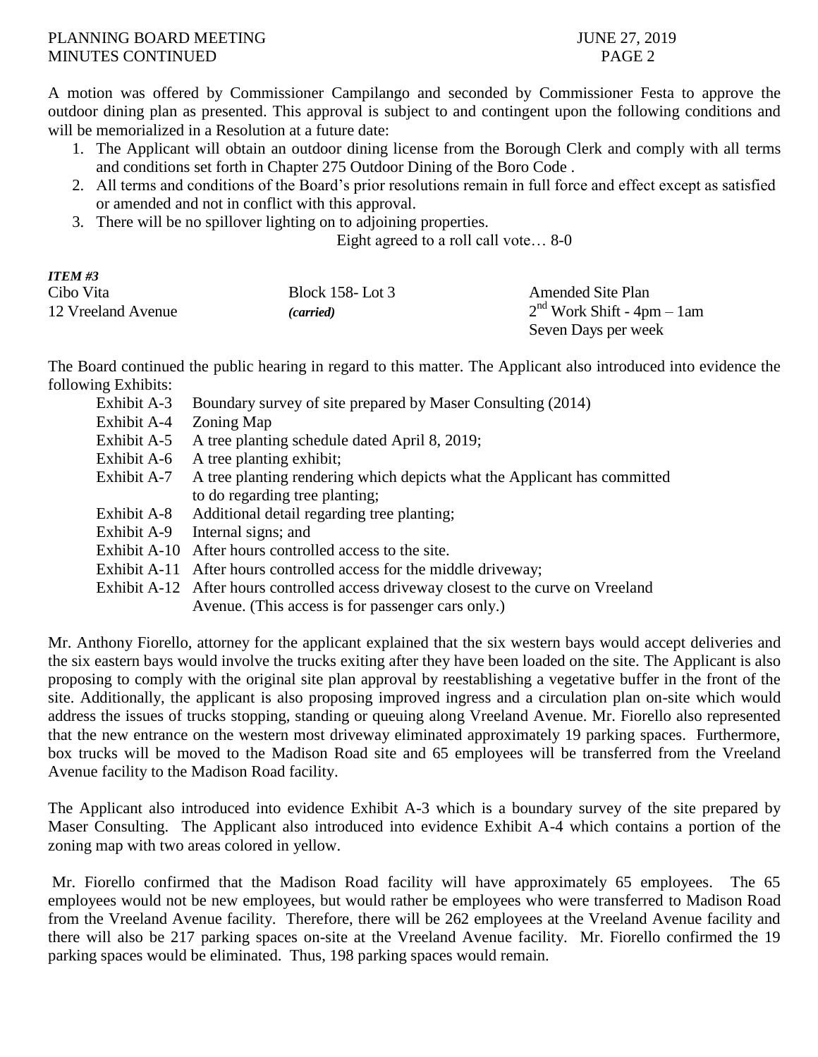A motion was offered by Commissioner Campilango and seconded by Commissioner Festa to approve the outdoor dining plan as presented. This approval is subject to and contingent upon the following conditions and will be memorialized in a Resolution at a future date:

1. The Applicant will obtain an outdoor dining license from the Borough Clerk and comply with all terms and conditions set forth in Chapter 275 Outdoor Dining of the Boro Code .
2. All terms and conditions of the Board's prior resolutions remain in full force and effect except as satisfied or amended and not in conflict with this approval.
3. There will be no spillover lighting on to adjoining properties.

Eight agreed to a roll call vote… 8-0

***ITEM #3***

| | | |
|---|---|---|
| Cibo Vita | Block 158- Lot 3 | Amended Site Plan |
| 12 Vreeland Avenue | *(carried)* | 2nd Work Shift - 4pm – 1am |
| | | Seven Days per week |

The Board continued the public hearing in regard to this matter. The Applicant also introduced into evidence the following Exhibits:

- Exhibit A-3 Boundary survey of site prepared by Maser Consulting (2014)
- Exhibit A-4 Zoning Map
- Exhibit A-5 A tree planting schedule dated April 8, 2019;
- Exhibit A-6 A tree planting exhibit;
- Exhibit A-7 A tree planting rendering which depicts what the Applicant has committed to do regarding tree planting;
- Exhibit A-8 Additional detail regarding tree planting;
- Exhibit A-9 Internal signs; and
- Exhibit A-10 After hours controlled access to the site.
- Exhibit A-11 After hours controlled access for the middle driveway;
- Exhibit A-12 After hours controlled access driveway closest to the curve on Vreeland Avenue. (This access is for passenger cars only.)

Mr. Anthony Fiorello, attorney for the applicant explained that the six western bays would accept deliveries and the six eastern bays would involve the trucks exiting after they have been loaded on the site. The Applicant is also proposing to comply with the original site plan approval by reestablishing a vegetative buffer in the front of the site. Additionally, the applicant is also proposing improved ingress and a circulation plan on-site which would address the issues of trucks stopping, standing or queuing along Vreeland Avenue. Mr. Fiorello also represented that the new entrance on the western most driveway eliminated approximately 19 parking spaces. Furthermore, box trucks will be moved to the Madison Road site and 65 employees will be transferred from the Vreeland Avenue facility to the Madison Road facility.

The Applicant also introduced into evidence Exhibit A-3 which is a boundary survey of the site prepared by Maser Consulting. The Applicant also introduced into evidence Exhibit A-4 which contains a portion of the zoning map with two areas colored in yellow.

Mr. Fiorello confirmed that the Madison Road facility will have approximately 65 employees. The 65 employees would not be new employees, but would rather be employees who were transferred to Madison Road from the Vreeland Avenue facility. Therefore, there will be 262 employees at the Vreeland Avenue facility and there will also be 217 parking spaces on-site at the Vreeland Avenue facility. Mr. Fiorello confirmed the 19 parking spaces would be eliminated. Thus, 198 parking spaces would remain.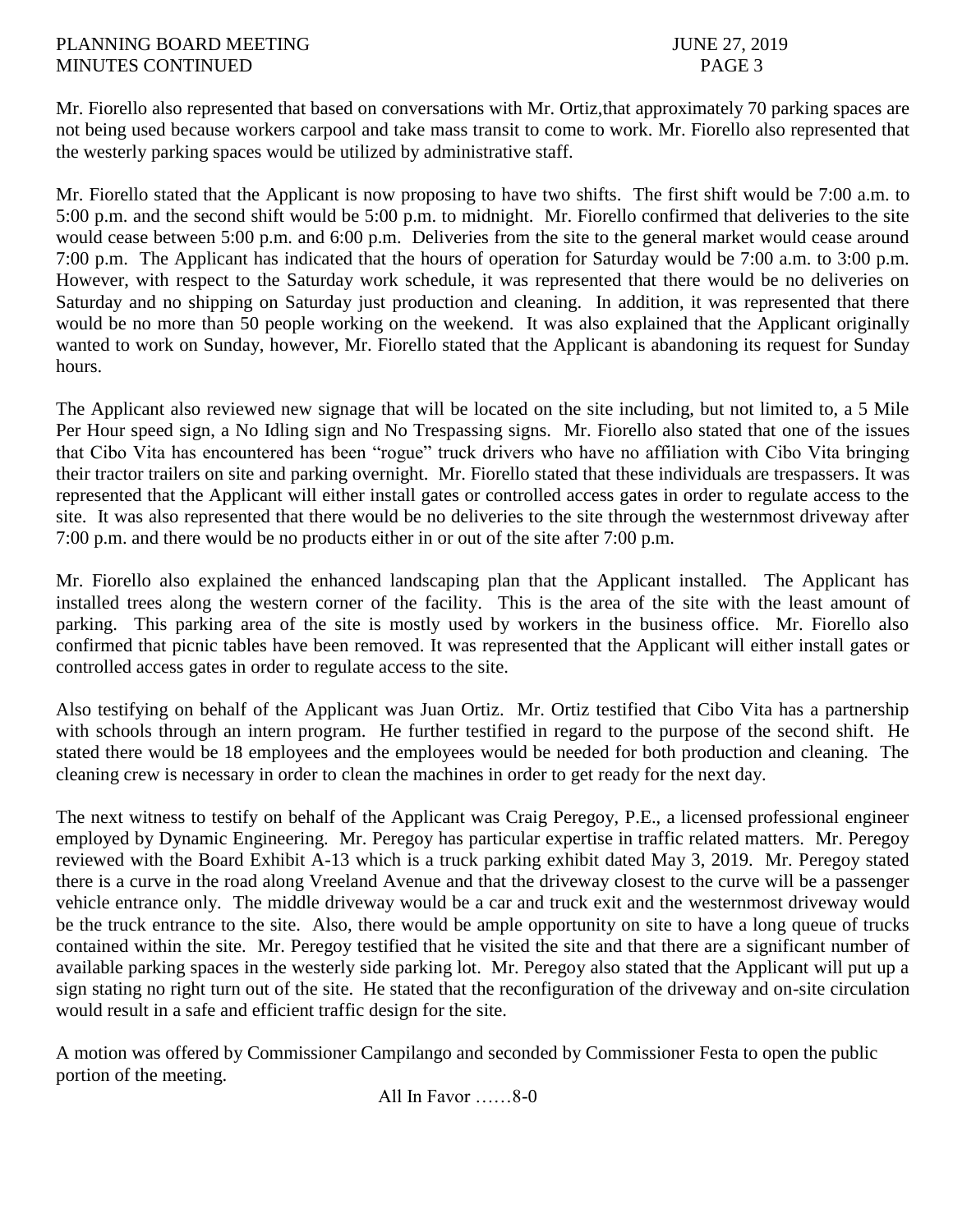Mr. Fiorello also represented that based on conversations with Mr. Ortiz,that approximately 70 parking spaces are not being used because workers carpool and take mass transit to come to work. Mr. Fiorello also represented that the westerly parking spaces would be utilized by administrative staff.

Mr. Fiorello stated that the Applicant is now proposing to have two shifts. The first shift would be 7:00 a.m. to 5:00 p.m. and the second shift would be 5:00 p.m. to midnight. Mr. Fiorello confirmed that deliveries to the site would cease between 5:00 p.m. and 6:00 p.m. Deliveries from the site to the general market would cease around 7:00 p.m. The Applicant has indicated that the hours of operation for Saturday would be 7:00 a.m. to 3:00 p.m. However, with respect to the Saturday work schedule, it was represented that there would be no deliveries on Saturday and no shipping on Saturday just production and cleaning. In addition, it was represented that there would be no more than 50 people working on the weekend. It was also explained that the Applicant originally wanted to work on Sunday, however, Mr. Fiorello stated that the Applicant is abandoning its request for Sunday hours.

The Applicant also reviewed new signage that will be located on the site including, but not limited to, a 5 Mile Per Hour speed sign, a No Idling sign and No Trespassing signs. Mr. Fiorello also stated that one of the issues that Cibo Vita has encountered has been "rogue" truck drivers who have no affiliation with Cibo Vita bringing their tractor trailers on site and parking overnight. Mr. Fiorello stated that these individuals are trespassers. It was represented that the Applicant will either install gates or controlled access gates in order to regulate access to the site. It was also represented that there would be no deliveries to the site through the westernmost driveway after 7:00 p.m. and there would be no products either in or out of the site after 7:00 p.m.

Mr. Fiorello also explained the enhanced landscaping plan that the Applicant installed. The Applicant has installed trees along the western corner of the facility. This is the area of the site with the least amount of parking. This parking area of the site is mostly used by workers in the business office. Mr. Fiorello also confirmed that picnic tables have been removed. It was represented that the Applicant will either install gates or controlled access gates in order to regulate access to the site.

Also testifying on behalf of the Applicant was Juan Ortiz. Mr. Ortiz testified that Cibo Vita has a partnership with schools through an intern program. He further testified in regard to the purpose of the second shift. He stated there would be 18 employees and the employees would be needed for both production and cleaning. The cleaning crew is necessary in order to clean the machines in order to get ready for the next day.

The next witness to testify on behalf of the Applicant was Craig Peregoy, P.E., a licensed professional engineer employed by Dynamic Engineering. Mr. Peregoy has particular expertise in traffic related matters. Mr. Peregoy reviewed with the Board Exhibit A-13 which is a truck parking exhibit dated May 3, 2019. Mr. Peregoy stated there is a curve in the road along Vreeland Avenue and that the driveway closest to the curve will be a passenger vehicle entrance only. The middle driveway would be a car and truck exit and the westernmost driveway would be the truck entrance to the site. Also, there would be ample opportunity on site to have a long queue of trucks contained within the site. Mr. Peregoy testified that he visited the site and that there are a significant number of available parking spaces in the westerly side parking lot. Mr. Peregoy also stated that the Applicant will put up a sign stating no right turn out of the site. He stated that the reconfiguration of the driveway and on-site circulation would result in a safe and efficient traffic design for the site.

A motion was offered by Commissioner Campilango and seconded by Commissioner Festa to open the public portion of the meeting.

All In Favor ……8-0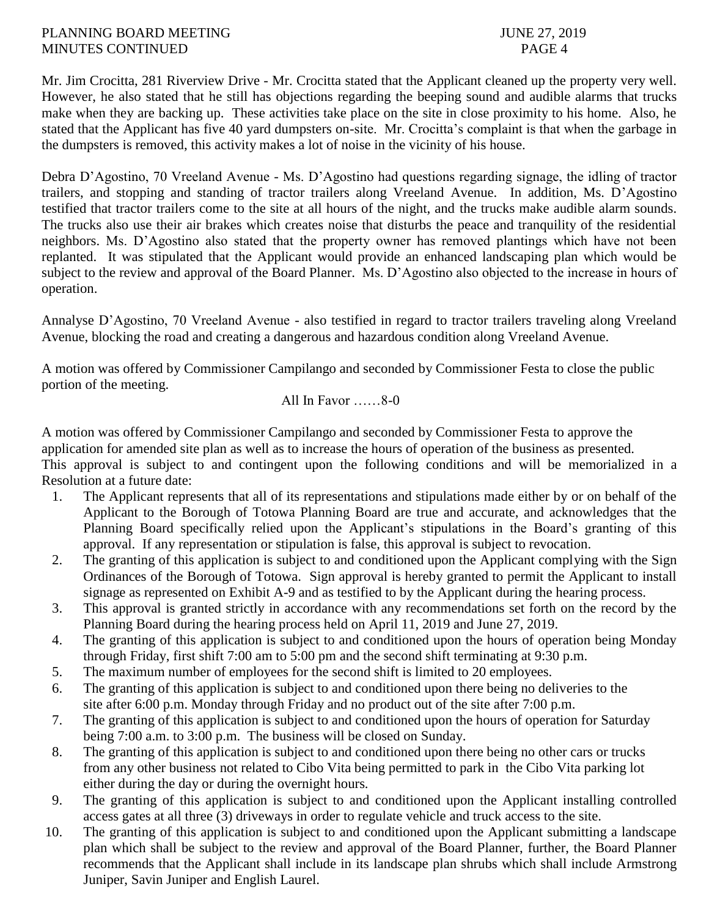Mr. Jim Crocitta, 281 Riverview Drive - Mr. Crocitta stated that the Applicant cleaned up the property very well. However, he also stated that he still has objections regarding the beeping sound and audible alarms that trucks make when they are backing up. These activities take place on the site in close proximity to his home. Also, he stated that the Applicant has five 40 yard dumpsters on-site. Mr. Crocitta's complaint is that when the garbage in the dumpsters is removed, this activity makes a lot of noise in the vicinity of his house.

Debra D'Agostino, 70 Vreeland Avenue - Ms. D'Agostino had questions regarding signage, the idling of tractor trailers, and stopping and standing of tractor trailers along Vreeland Avenue. In addition, Ms. D'Agostino testified that tractor trailers come to the site at all hours of the night, and the trucks make audible alarm sounds. The trucks also use their air brakes which creates noise that disturbs the peace and tranquility of the residential neighbors. Ms. D'Agostino also stated that the property owner has removed plantings which have not been replanted. It was stipulated that the Applicant would provide an enhanced landscaping plan which would be subject to the review and approval of the Board Planner. Ms. D'Agostino also objected to the increase in hours of operation.

Annalyse D'Agostino, 70 Vreeland Avenue - also testified in regard to tractor trailers traveling along Vreeland Avenue, blocking the road and creating a dangerous and hazardous condition along Vreeland Avenue.

A motion was offered by Commissioner Campilango and seconded by Commissioner Festa to close the public portion of the meeting.

All In Favor ……8-0

A motion was offered by Commissioner Campilango and seconded by Commissioner Festa to approve the application for amended site plan as well as to increase the hours of operation of the business as presented. This approval is subject to and contingent upon the following conditions and will be memorialized in a Resolution at a future date:

1. The Applicant represents that all of its representations and stipulations made either by or on behalf of the Applicant to the Borough of Totowa Planning Board are true and accurate, and acknowledges that the Planning Board specifically relied upon the Applicant's stipulations in the Board's granting of this approval. If any representation or stipulation is false, this approval is subject to revocation.
2. The granting of this application is subject to and conditioned upon the Applicant complying with the Sign Ordinances of the Borough of Totowa. Sign approval is hereby granted to permit the Applicant to install signage as represented on Exhibit A-9 and as testified to by the Applicant during the hearing process.
3. This approval is granted strictly in accordance with any recommendations set forth on the record by the Planning Board during the hearing process held on April 11, 2019 and June 27, 2019.
4. The granting of this application is subject to and conditioned upon the hours of operation being Monday through Friday, first shift 7:00 am to 5:00 pm and the second shift terminating at 9:30 p.m.
5. The maximum number of employees for the second shift is limited to 20 employees.
6. The granting of this application is subject to and conditioned upon there being no deliveries to the site after 6:00 p.m. Monday through Friday and no product out of the site after 7:00 p.m.
7. The granting of this application is subject to and conditioned upon the hours of operation for Saturday being 7:00 a.m. to 3:00 p.m. The business will be closed on Sunday.
8. The granting of this application is subject to and conditioned upon there being no other cars or trucks from any other business not related to Cibo Vita being permitted to park in the Cibo Vita parking lot either during the day or during the overnight hours.
9. The granting of this application is subject to and conditioned upon the Applicant installing controlled access gates at all three (3) driveways in order to regulate vehicle and truck access to the site.
10. The granting of this application is subject to and conditioned upon the Applicant submitting a landscape plan which shall be subject to the review and approval of the Board Planner, further, the Board Planner recommends that the Applicant shall include in its landscape plan shrubs which shall include Armstrong Juniper, Savin Juniper and English Laurel.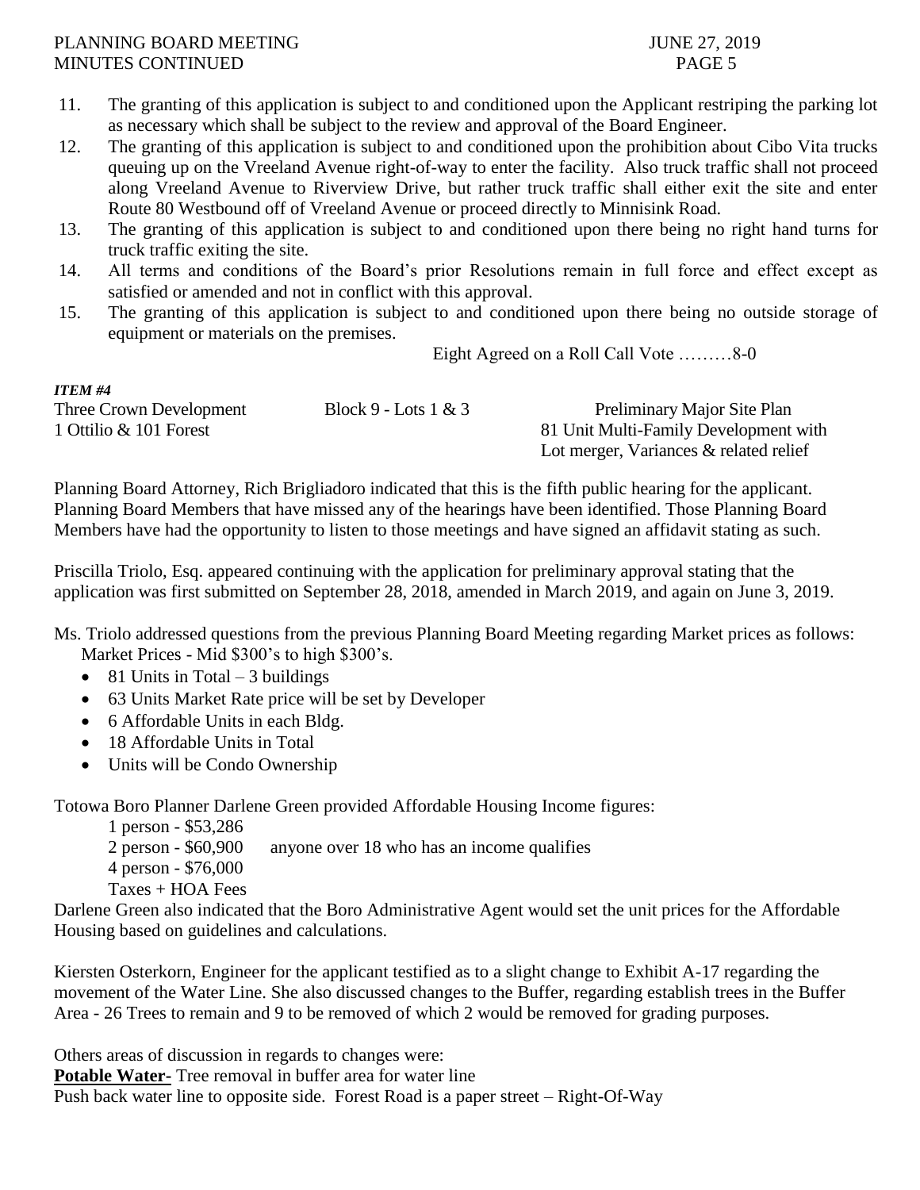11. The granting of this application is subject to and conditioned upon the Applicant restriping the parking lot as necessary which shall be subject to the review and approval of the Board Engineer.
12. The granting of this application is subject to and conditioned upon the prohibition about Cibo Vita trucks queuing up on the Vreeland Avenue right-of-way to enter the facility. Also truck traffic shall not proceed along Vreeland Avenue to Riverview Drive, but rather truck traffic shall either exit the site and enter Route 80 Westbound off of Vreeland Avenue or proceed directly to Minnisink Road.
13. The granting of this application is subject to and conditioned upon there being no right hand turns for truck traffic exiting the site.
14. All terms and conditions of the Board's prior Resolutions remain in full force and effect except as satisfied or amended and not in conflict with this approval.
15. The granting of this application is subject to and conditioned upon there being no outside storage of equipment or materials on the premises.

Eight Agreed on a Roll Call Vote ………8-0

***ITEM #4***

| Three Crown Development | Block 9 - Lots 1 & 3 | Preliminary Major Site Plan |
|---|---|---|
| 1 Ottilio & 101 Forest | | 81 Unit Multi-Family Development with Lot merger, Variances & related relief |

Planning Board Attorney, Rich Brigliadoro indicated that this is the fifth public hearing for the applicant. Planning Board Members that have missed any of the hearings have been identified. Those Planning Board Members have had the opportunity to listen to those meetings and have signed an affidavit stating as such.

Priscilla Triolo, Esq. appeared continuing with the application for preliminary approval stating that the application was first submitted on September 28, 2018, amended in March 2019, and again on June 3, 2019.

Ms. Triolo addressed questions from the previous Planning Board Meeting regarding Market prices as follows:
Market Prices - Mid $300's to high $300's.

- 81 Units in Total – 3 buildings
- 63 Units Market Rate price will be set by Developer
- 6 Affordable Units in each Bldg.
- 18 Affordable Units in Total
- Units will be Condo Ownership

Totowa Boro Planner Darlene Green provided Affordable Housing Income figures:

1 person - $53,286
2 person - $60,900 anyone over 18 who has an income qualifies
4 person - $76,000
Taxes + HOA Fees

Darlene Green also indicated that the Boro Administrative Agent would set the unit prices for the Affordable Housing based on guidelines and calculations.

Kiersten Osterkorn, Engineer for the applicant testified as to a slight change to Exhibit A-17 regarding the movement of the Water Line. She also discussed changes to the Buffer, regarding establish trees in the Buffer Area - 26 Trees to remain and 9 to be removed of which 2 would be removed for grading purposes.

Others areas of discussion in regards to changes were:
**Potable Water-** Tree removal in buffer area for water line
Push back water line to opposite side. Forest Road is a paper street – Right-Of-Way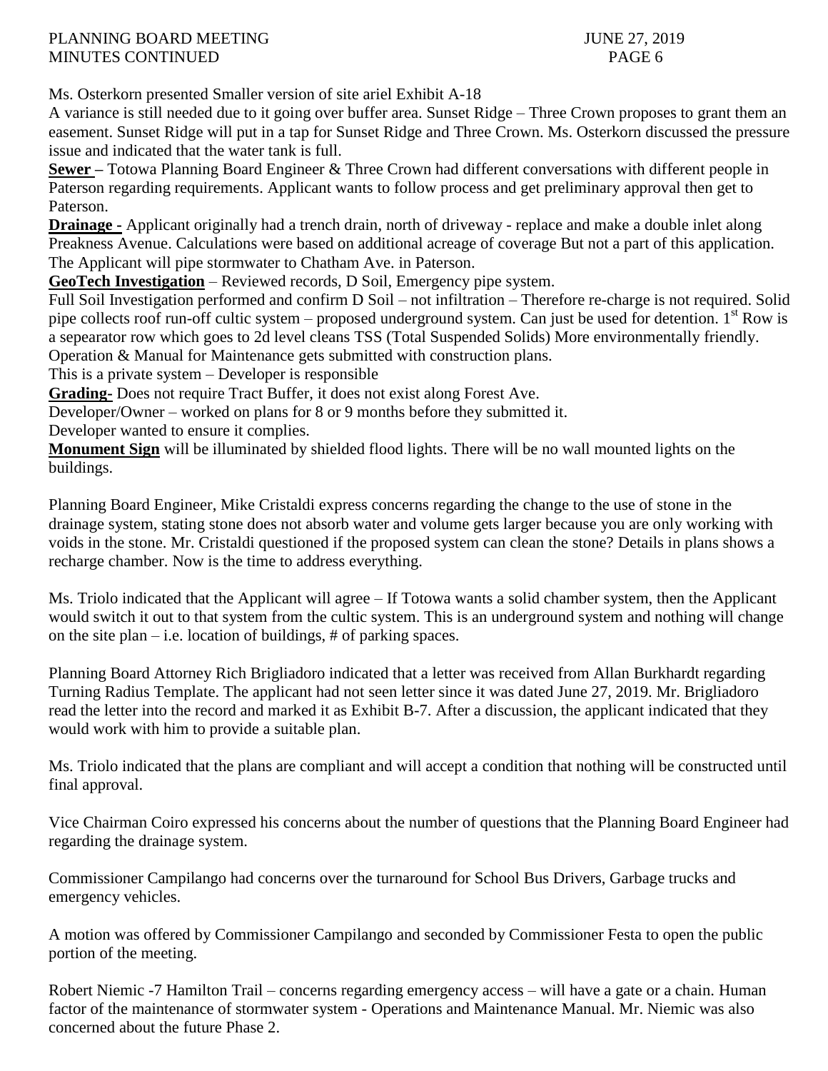Ms. Osterkorn presented Smaller version of site ariel Exhibit A-18

A variance is still needed due to it going over buffer area. Sunset Ridge – Three Crown proposes to grant them an easement. Sunset Ridge will put in a tap for Sunset Ridge and Three Crown. Ms. Osterkorn discussed the pressure issue and indicated that the water tank is full.

**Sewer** – Totowa Planning Board Engineer & Three Crown had different conversations with different people in Paterson regarding requirements. Applicant wants to follow process and get preliminary approval then get to Paterson.

**Drainage -** Applicant originally had a trench drain, north of driveway - replace and make a double inlet along Preakness Avenue. Calculations were based on additional acreage of coverage But not a part of this application. The Applicant will pipe stormwater to Chatham Ave. in Paterson.

**GeoTech Investigation** – Reviewed records, D Soil, Emergency pipe system.

Full Soil Investigation performed and confirm D Soil – not infiltration – Therefore re-charge is not required. Solid pipe collects roof run-off cultic system – proposed underground system. Can just be used for detention. 1st Row is a sepearator row which goes to 2d level cleans TSS (Total Suspended Solids) More environmentally friendly. Operation & Manual for Maintenance gets submitted with construction plans.

This is a private system – Developer is responsible

**Grading-** Does not require Tract Buffer, it does not exist along Forest Ave.

Developer/Owner – worked on plans for 8 or 9 months before they submitted it.

Developer wanted to ensure it complies.

**Monument Sign** will be illuminated by shielded flood lights. There will be no wall mounted lights on the buildings.

Planning Board Engineer, Mike Cristaldi express concerns regarding the change to the use of stone in the drainage system, stating stone does not absorb water and volume gets larger because you are only working with voids in the stone. Mr. Cristaldi questioned if the proposed system can clean the stone? Details in plans shows a recharge chamber. Now is the time to address everything.

Ms. Triolo indicated that the Applicant will agree – If Totowa wants a solid chamber system, then the Applicant would switch it out to that system from the cultic system. This is an underground system and nothing will change on the site plan – i.e. location of buildings, # of parking spaces.

Planning Board Attorney Rich Brigliadoro indicated that a letter was received from Allan Burkhardt regarding Turning Radius Template. The applicant had not seen letter since it was dated June 27, 2019. Mr. Brigliadoro read the letter into the record and marked it as Exhibit B-7. After a discussion, the applicant indicated that they would work with him to provide a suitable plan.

Ms. Triolo indicated that the plans are compliant and will accept a condition that nothing will be constructed until final approval.

Vice Chairman Coiro expressed his concerns about the number of questions that the Planning Board Engineer had regarding the drainage system.

Commissioner Campilango had concerns over the turnaround for School Bus Drivers, Garbage trucks and emergency vehicles.

A motion was offered by Commissioner Campilango and seconded by Commissioner Festa to open the public portion of the meeting.

Robert Niemic -7 Hamilton Trail – concerns regarding emergency access – will have a gate or a chain. Human factor of the maintenance of stormwater system - Operations and Maintenance Manual. Mr. Niemic was also concerned about the future Phase 2.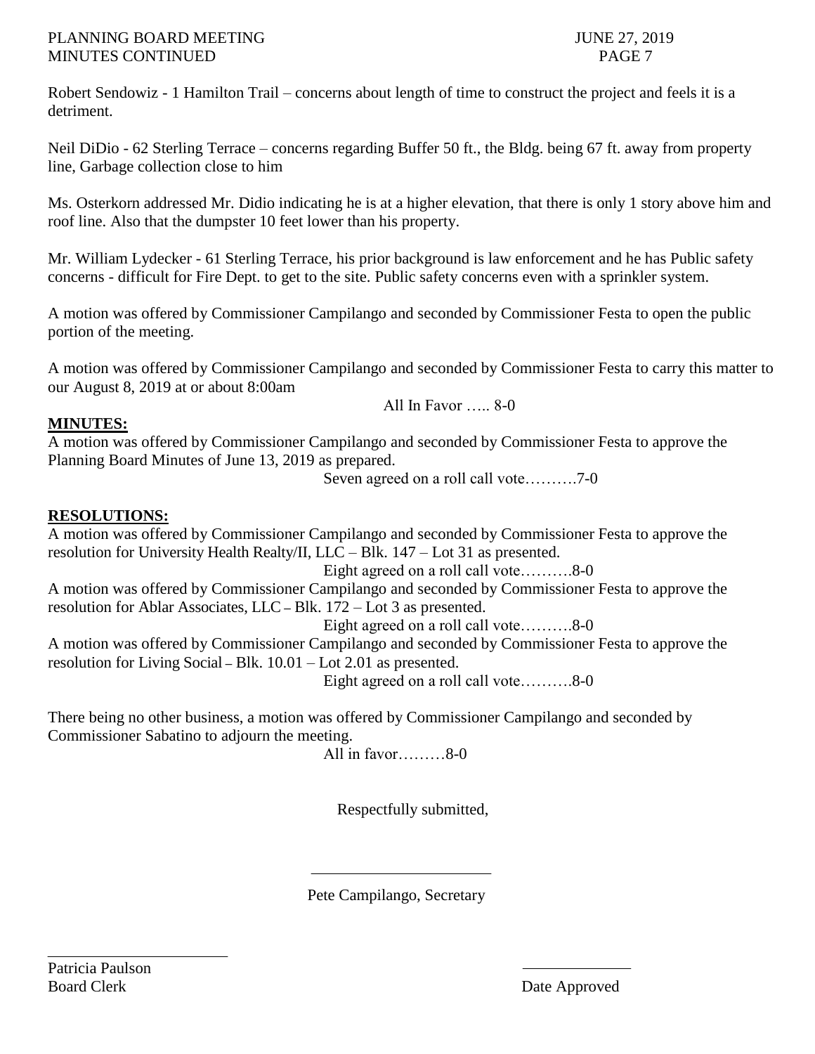Robert Sendowiz - 1 Hamilton Trail – concerns about length of time to construct the project and feels it is a detriment.

Neil DiDio - 62 Sterling Terrace – concerns regarding Buffer 50 ft., the Bldg. being 67 ft. away from property line, Garbage collection close to him

Ms. Osterkorn addressed Mr. Didio indicating he is at a higher elevation, that there is only 1 story above him and roof line. Also that the dumpster 10 feet lower than his property.

Mr. William Lydecker - 61 Sterling Terrace, his prior background is law enforcement and he has Public safety concerns - difficult for Fire Dept. to get to the site. Public safety concerns even with a sprinkler system.

A motion was offered by Commissioner Campilango and seconded by Commissioner Festa to open the public portion of the meeting.

A motion was offered by Commissioner Campilango and seconded by Commissioner Festa to carry this matter to our August 8, 2019 at or about 8:00am

All In Favor ….. 8-0

**MINUTES:**

A motion was offered by Commissioner Campilango and seconded by Commissioner Festa to approve the Planning Board Minutes of June 13, 2019 as prepared.

Seven agreed on a roll call vote……….7-0

**RESOLUTIONS:**

A motion was offered by Commissioner Campilango and seconded by Commissioner Festa to approve the resolution for University Health Realty/II, LLC – Blk. 147 – Lot 31 as presented.

Eight agreed on a roll call vote……….8-0

A motion was offered by Commissioner Campilango and seconded by Commissioner Festa to approve the resolution for Ablar Associates, LLC – Blk. 172 – Lot 3 as presented.

Eight agreed on a roll call vote……….8-0

A motion was offered by Commissioner Campilango and seconded by Commissioner Festa to approve the resolution for Living Social – Blk. 10.01 – Lot 2.01 as presented.

Eight agreed on a roll call vote……….8-0

There being no other business, a motion was offered by Commissioner Campilango and seconded by Commissioner Sabatino to adjourn the meeting.

All in favor………8-0

Respectfully submitted,

\_\_\_\_\_\_\_\_\_\_\_\_\_\_\_\_\_\_\_\_\_\_\_

Pete Campilango, Secretary

\_\_\_\_\_\_\_\_\_\_\_\_\_\_\_\_\_\_\_\_\_\_\_

Patricia Paulson
Board Clerk

\_\_\_\_\_\_\_\_\_\_\_\_\_\_

Date Approved